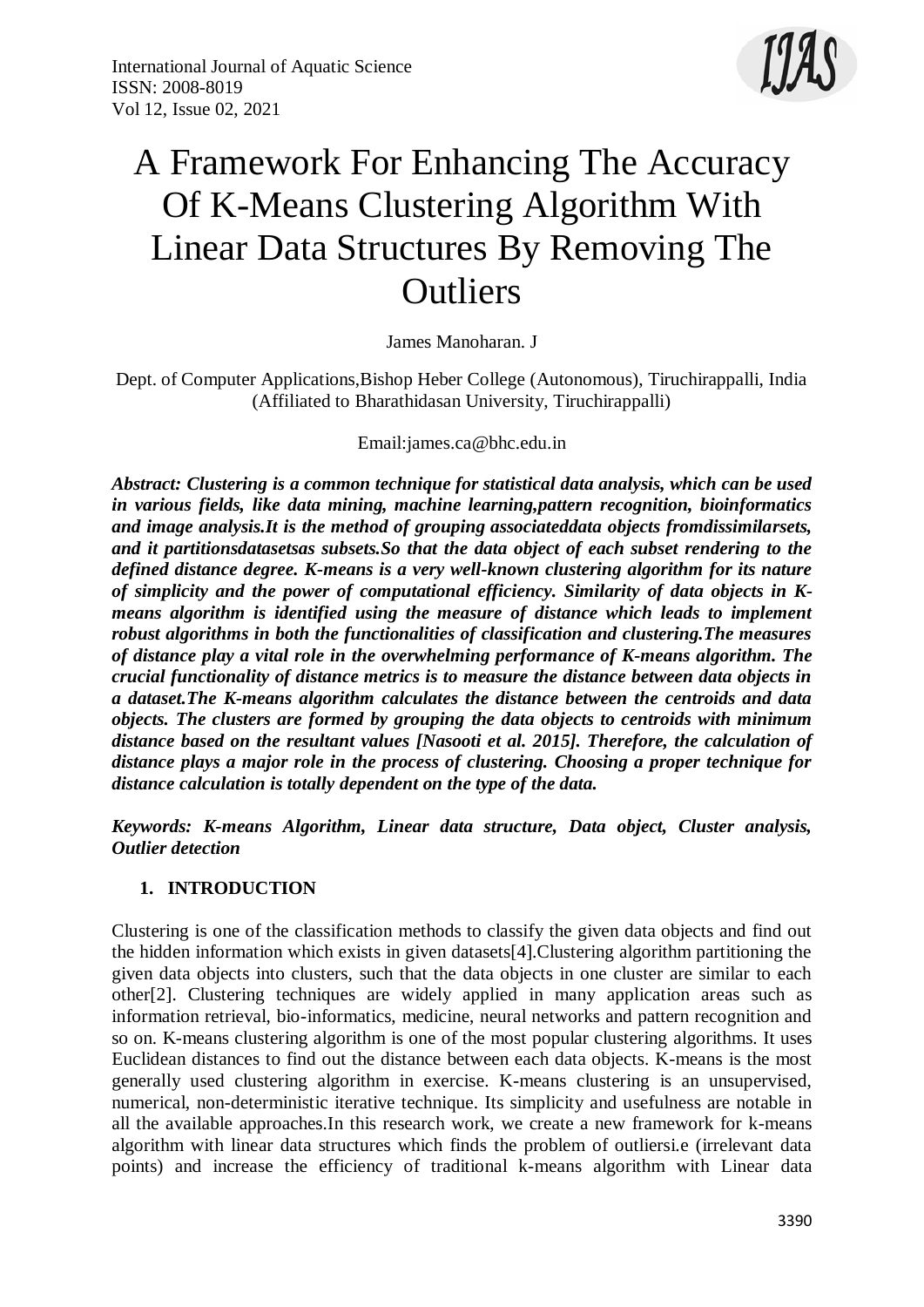# A Framework For Enhancing The Accuracy Of K-Means Clustering Algorithm With Linear Data Structures By Removing The Outliers

James Manoharan. J

Dept. of Computer Applications,Bishop Heber College (Autonomous), Tiruchirappalli, India (Affiliated to Bharathidasan University, Tiruchirappalli)

Email:james.ca@bhc.edu.in

***Abstract: Clustering is a common technique for statistical data analysis, which can be used in various fields, like data mining, machine learning,pattern recognition, bioinformatics and image analysis.It is the method of grouping associateddata objects fromdissimilarsets, and it partitionsdatasetsas subsets.So that the data object of each subset rendering to the defined distance degree. K-means is a very well-known clustering algorithm for its nature of simplicity and the power of computational efficiency. Similarity of data objects in K-means algorithm is identified using the measure of distance which leads to implement robust algorithms in both the functionalities of classification and clustering.The measures of distance play a vital role in the overwhelming performance of K-means algorithm. The crucial functionality of distance metrics is to measure the distance between data objects in a dataset.The K-means algorithm calculates the distance between the centroids and data objects. The clusters are formed by grouping the data objects to centroids with minimum distance based on the resultant values [Nasooti et al. 2015]. Therefore, the calculation of distance plays a major role in the process of clustering. Choosing a proper technique for distance calculation is totally dependent on the type of the data.***

***Keywords: K-means Algorithm, Linear data structure, Data object, Cluster analysis, Outlier detection***

## 1. INTRODUCTION

Clustering is one of the classification methods to classify the given data objects and find out the hidden information which exists in given datasets[4].Clustering algorithm partitioning the given data objects into clusters, such that the data objects in one cluster are similar to each other[2]. Clustering techniques are widely applied in many application areas such as information retrieval, bio-informatics, medicine, neural networks and pattern recognition and so on. K-means clustering algorithm is one of the most popular clustering algorithms. It uses Euclidean distances to find out the distance between each data objects. K-means is the most generally used clustering algorithm in exercise. K-means clustering is an unsupervised, numerical, non-deterministic iterative technique. Its simplicity and usefulness are notable in all the available approaches.In this research work, we create a new framework for k-means algorithm with linear data structures which finds the problem of outliersi.e (irrelevant data points) and increase the efficiency of traditional k-means algorithm with Linear data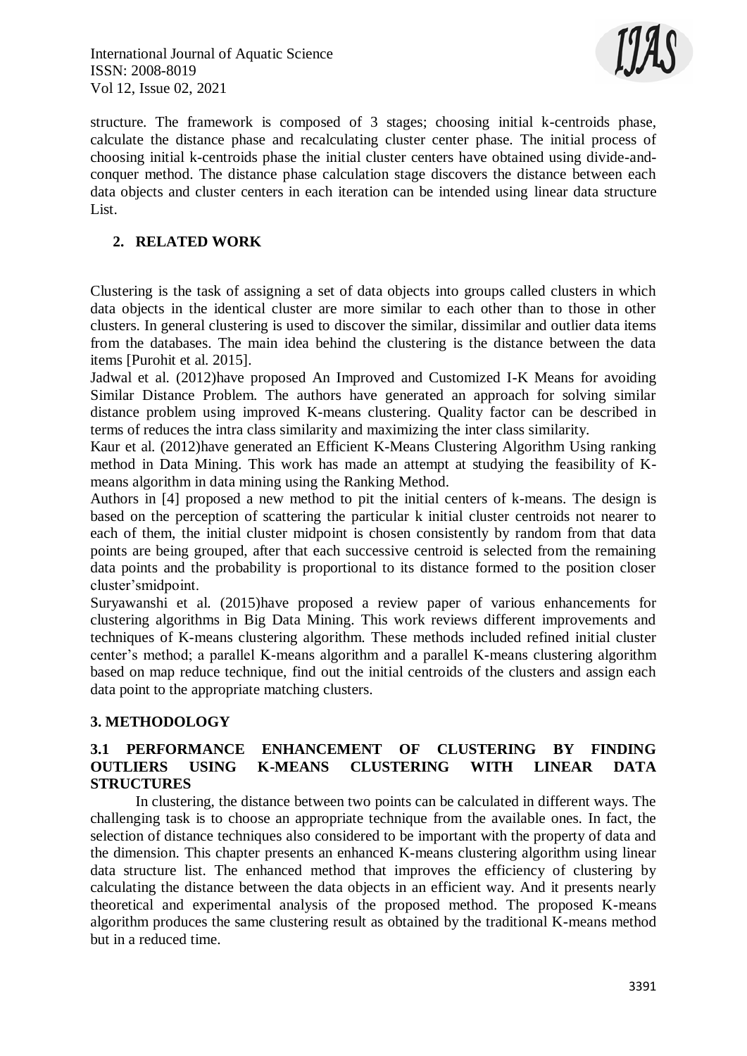structure. The framework is composed of 3 stages; choosing initial k-centroids phase, calculate the distance phase and recalculating cluster center phase. The initial process of choosing initial k-centroids phase the initial cluster centers have obtained using divide-and-conquer method. The distance phase calculation stage discovers the distance between each data objects and cluster centers in each iteration can be intended using linear data structure List.

## 2. RELATED WORK

Clustering is the task of assigning a set of data objects into groups called clusters in which data objects in the identical cluster are more similar to each other than to those in other clusters. In general clustering is used to discover the similar, dissimilar and outlier data items from the databases. The main idea behind the clustering is the distance between the data items [Purohit et al. 2015].

Jadwal et al. (2012)have proposed An Improved and Customized I-K Means for avoiding Similar Distance Problem. The authors have generated an approach for solving similar distance problem using improved K-means clustering. Quality factor can be described in terms of reduces the intra class similarity and maximizing the inter class similarity.

Kaur et al. (2012)have generated an Efficient K-Means Clustering Algorithm Using ranking method in Data Mining. This work has made an attempt at studying the feasibility of K-means algorithm in data mining using the Ranking Method.

Authors in [4] proposed a new method to pit the initial centers of k-means. The design is based on the perception of scattering the particular k initial cluster centroids not nearer to each of them, the initial cluster midpoint is chosen consistently by random from that data points are being grouped, after that each successive centroid is selected from the remaining data points and the probability is proportional to its distance formed to the position closer cluster'smidpoint.

Suryawanshi et al. (2015)have proposed a review paper of various enhancements for clustering algorithms in Big Data Mining. This work reviews different improvements and techniques of K-means clustering algorithm. These methods included refined initial cluster center's method; a parallel K-means algorithm and a parallel K-means clustering algorithm based on map reduce technique, find out the initial centroids of the clusters and assign each data point to the appropriate matching clusters.

## 3. METHODOLOGY

### 3.1 PERFORMANCE ENHANCEMENT OF CLUSTERING BY FINDING OUTLIERS USING K-MEANS CLUSTERING WITH LINEAR DATA STRUCTURES

In clustering, the distance between two points can be calculated in different ways. The challenging task is to choose an appropriate technique from the available ones. In fact, the selection of distance techniques also considered to be important with the property of data and the dimension. This chapter presents an enhanced K-means clustering algorithm using linear data structure list. The enhanced method that improves the efficiency of clustering by calculating the distance between the data objects in an efficient way. And it presents nearly theoretical and experimental analysis of the proposed method. The proposed K-means algorithm produces the same clustering result as obtained by the traditional K-means method but in a reduced time.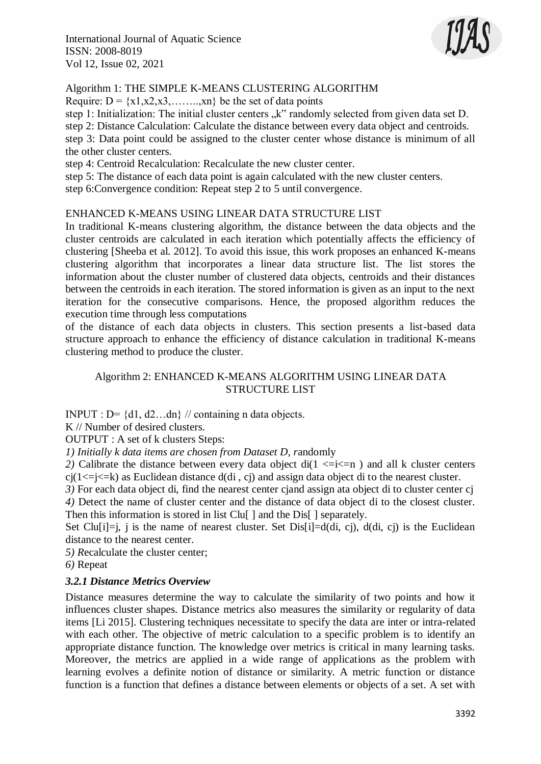Algorithm 1: THE SIMPLE K-MEANS CLUSTERING ALGORITHM

Require: $D = \{x1, x2, x3, \ldots, xn\}$ be the set of data points

step 1: Initialization: The initial cluster centers „k" randomly selected from given data set D.

step 2: Distance Calculation: Calculate the distance between every data object and centroids.

step 3: Data point could be assigned to the cluster center whose distance is minimum of all the other cluster centers.

step 4: Centroid Recalculation: Recalculate the new cluster center.

step 5: The distance of each data point is again calculated with the new cluster centers.

step 6:Convergence condition: Repeat step 2 to 5 until convergence.

ENHANCED K-MEANS USING LINEAR DATA STRUCTURE LIST

In traditional K-means clustering algorithm, the distance between the data objects and the cluster centroids are calculated in each iteration which potentially affects the efficiency of clustering [Sheeba et al. 2012]. To avoid this issue, this work proposes an enhanced K-means clustering algorithm that incorporates a linear data structure list. The list stores the information about the cluster number of clustered data objects, centroids and their distances between the centroids in each iteration. The stored information is given as an input to the next iteration for the consecutive comparisons. Hence, the proposed algorithm reduces the execution time through less computations of the distance of each data objects in clusters. This section presents a list-based data structure approach to enhance the efficiency of distance calculation in traditional K-means clustering method to produce the cluster.

Algorithm 2: ENHANCED K-MEANS ALGORITHM USING LINEAR DATA STRUCTURE LIST

INPUT : $D = \{d1, d2 \ldots dn\}$ // containing n data objects.

K // Number of desired clusters.

OUTPUT : A set of k clusters Steps:

*1) Initially k data items are chosen from Dataset D, r*andomly

*2)* Calibrate the distance between every data object di($1 \leq i \leq n$ ) and all k cluster centers cj($1 \leq j \leq k$) as Euclidean distance d(di , cj) and assign data object di to the nearest cluster.

*3)* For each data object di, find the nearest center cjand assign ata object di to cluster center cj

*4)* Detect the name of cluster center and the distance of data object di to the closest cluster. Then this information is stored in list Clu[ ] and the Dis[ ] separately.

Set Clu[i]=j, j is the name of nearest cluster. Set Dis[i]=d(di, cj), d(di, cj) is the Euclidean distance to the nearest center.

*5) R*ecalculate the cluster center;

*6)* Repeat

### *3.2.1 Distance Metrics Overview*

Distance measures determine the way to calculate the similarity of two points and how it influences cluster shapes. Distance metrics also measures the similarity or regularity of data items [Li 2015]. Clustering techniques necessitate to specify the data are inter or intra-related with each other. The objective of metric calculation to a specific problem is to identify an appropriate distance function. The knowledge over metrics is critical in many learning tasks. Moreover, the metrics are applied in a wide range of applications as the problem with learning evolves a definite notion of distance or similarity. A metric function or distance function is a function that defines a distance between elements or objects of a set. A set with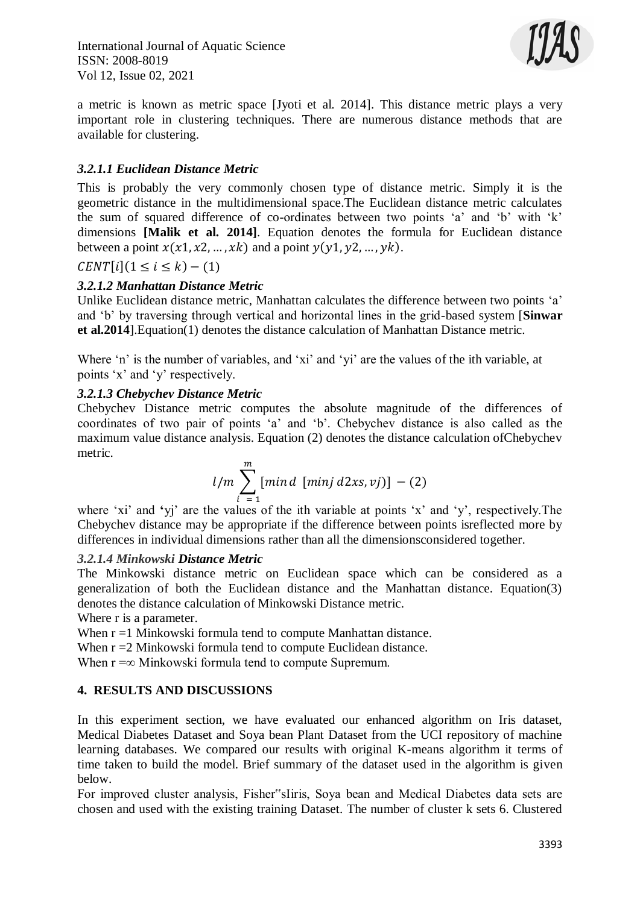a metric is known as metric space [Jyoti et al. 2014]. This distance metric plays a very important role in clustering techniques. There are numerous distance methods that are available for clustering.

### *3.2.1.1 Euclidean Distance Metric*

This is probably the very commonly chosen type of distance metric. Simply it is the geometric distance in the multidimensional space.The Euclidean distance metric calculates the sum of squared difference of co-ordinates between two points 'a' and 'b' with 'k' dimensions **[Malik et al. 2014]**. Equation denotes the formula for Euclidean distance between a point $x(x1, x2, \ldots, xk)$ and a point $y(y1, y2, \ldots, yk)$.

$CENT[i](1 \leq i \leq k) - (1)$

### *3.2.1.2 Manhattan Distance Metric*

Unlike Euclidean distance metric, Manhattan calculates the difference between two points 'a' and 'b' by traversing through vertical and horizontal lines in the grid-based system [**Sinwar et al.2014**].Equation(1) denotes the distance calculation of Manhattan Distance metric.

Where 'n' is the number of variables, and 'xi' and 'yi' are the values of the ith variable, at points 'x' and 'y' respectively.

### *3.2.1.3 Chebychev Distance Metric*

Chebychev Distance metric computes the absolute magnitude of the differences of coordinates of two pair of points 'a' and 'b'. Chebychev distance is also called as the maximum value distance analysis. Equation (2) denotes the distance calculation ofChebychev metric.

$$l/m \sum_{i=1}^{m} [min\, d \;\; [minj\; d2xs, vj)] \; - (2)$$

where 'xi' and 'yj' are the values of the ith variable at points 'x' and 'y', respectively.The Chebychev distance may be appropriate if the difference between points isreflected more by differences in individual dimensions rather than all the dimensionsconsidered together.

### *3.2.1.4 Minkowski **Distance Metric***

The Minkowski distance metric on Euclidean space which can be considered as a generalization of both the Euclidean distance and the Manhattan distance. Equation(3) denotes the distance calculation of Minkowski Distance metric.

Where r is a parameter.

When r =1 Minkowski formula tend to compute Manhattan distance.

When r =2 Minkowski formula tend to compute Euclidean distance.

When r =∞ Minkowski formula tend to compute Supremum.

## 4. RESULTS AND DISCUSSIONS

In this experiment section, we have evaluated our enhanced algorithm on Iris dataset, Medical Diabetes Dataset and Soya bean Plant Dataset from the UCI repository of machine learning databases. We compared our results with original K-means algorithm it terms of time taken to build the model. Brief summary of the dataset used in the algorithm is given below.

For improved cluster analysis, Fisher‟sIiris, Soya bean and Medical Diabetes data sets are chosen and used with the existing training Dataset. The number of cluster k sets 6. Clustered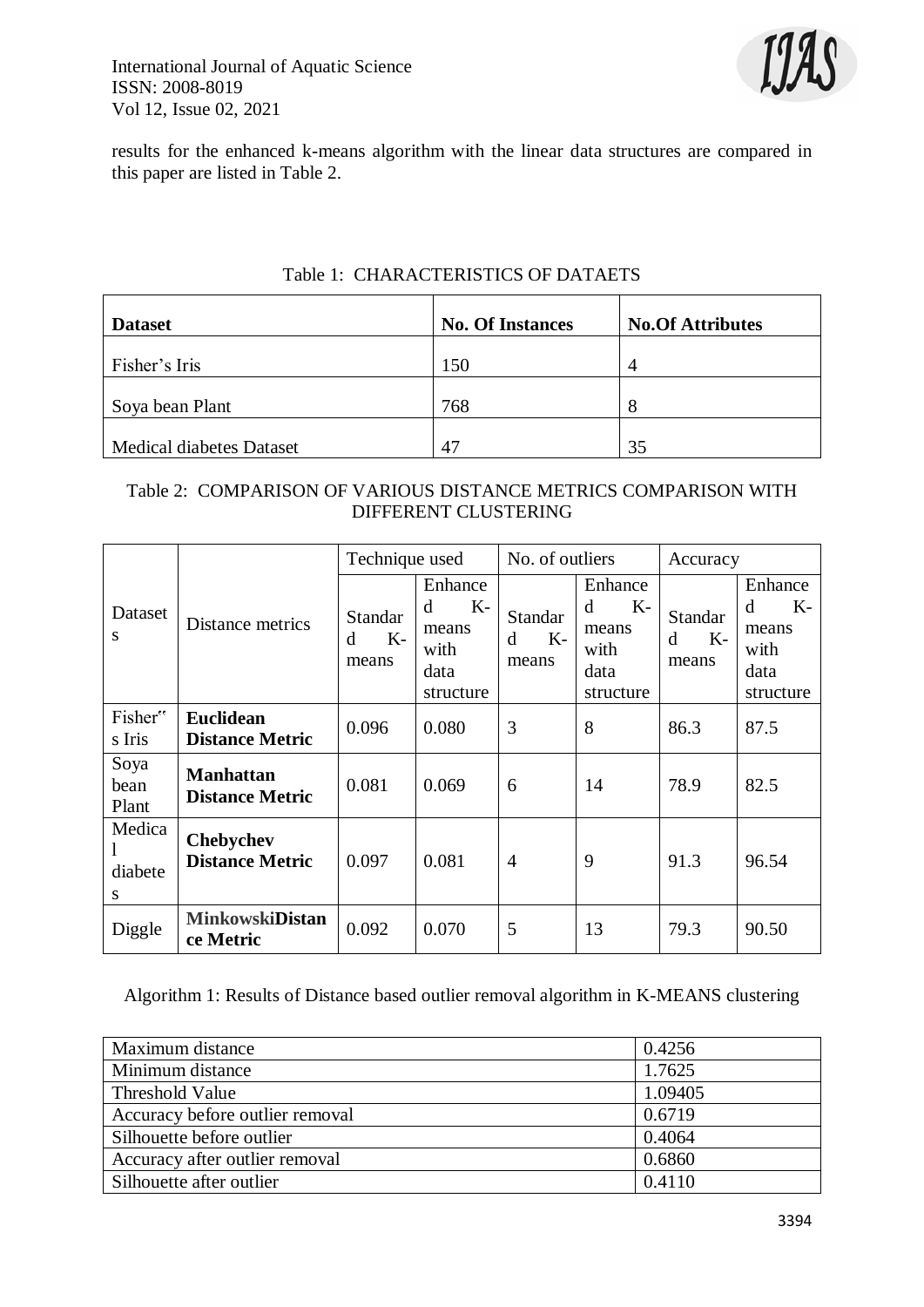results for the enhanced k-means algorithm with the linear data structures are compared in this paper are listed in Table 2.

Table 1: CHARACTERISTICS OF DATAETS

| **Dataset** | **No. Of Instances** | **No.Of Attributes** |
|---|---|---|
| Fisher's Iris | 150 | 4 |
| Soya bean Plant | 768 | 8 |
| Medical diabetes Dataset | 47 | 35 |

Table 2: COMPARISON OF VARIOUS DISTANCE METRICS COMPARISON WITH DIFFERENT CLUSTERING

| Datasets | Distance metrics | Technique used | | No. of outliers | | Accuracy | |
|---|---|---|---|---|---|---|---|
| | | Standard K-means | Enhanced K-means with data structure | Standard K-means | Enhanced K-means with data structure | Standard K-means | Enhanced K-means with data structure |
| Fisher"s Iris | **Euclidean Distance Metric** | 0.096 | 0.080 | 3 | 8 | 86.3 | 87.5 |
| Soya bean Plant | **Manhattan Distance Metric** | 0.081 | 0.069 | 6 | 14 | 78.9 | 82.5 |
| Medical diabetes | **Chebychev Distance Metric** | 0.097 | 0.081 | 4 | 9 | 91.3 | 96.54 |
| Diggle | **MinkowskiDistance Metric** | 0.092 | 0.070 | 5 | 13 | 79.3 | 90.50 |

Algorithm 1: Results of Distance based outlier removal algorithm in K-MEANS clustering

| | |
|---|---|
| Maximum distance | 0.4256 |
| Minimum distance | 1.7625 |
| Threshold Value | 1.09405 |
| Accuracy before outlier removal | 0.6719 |
| Silhouette before outlier | 0.4064 |
| Accuracy after outlier removal | 0.6860 |
| Silhouette after outlier | 0.4110 |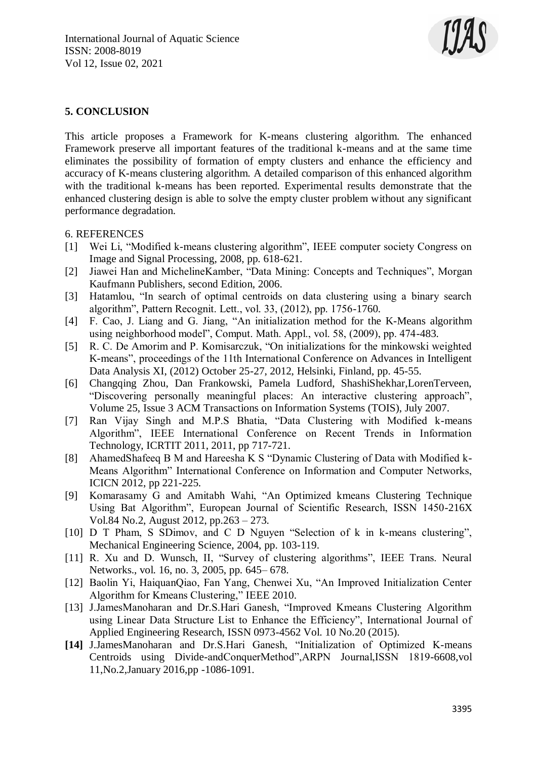## 5. CONCLUSION

This article proposes a Framework for K-means clustering algorithm. The enhanced Framework preserve all important features of the traditional k-means and at the same time eliminates the possibility of formation of empty clusters and enhance the efficiency and accuracy of K-means clustering algorithm. A detailed comparison of this enhanced algorithm with the traditional k-means has been reported. Experimental results demonstrate that the enhanced clustering design is able to solve the empty cluster problem without any significant performance degradation.

6. REFERENCES

[1] Wei Li, "Modified k-means clustering algorithm", IEEE computer society Congress on Image and Signal Processing, 2008, pp. 618-621.

[2] Jiawei Han and MichelineKamber, "Data Mining: Concepts and Techniques", Morgan Kaufmann Publishers, second Edition, 2006.

[3] Hatamlou, "In search of optimal centroids on data clustering using a binary search algorithm", Pattern Recognit. Lett., vol. 33, (2012), pp. 1756-1760.

[4] F. Cao, J. Liang and G. Jiang, "An initialization method for the K-Means algorithm using neighborhood model", Comput. Math. Appl., vol. 58, (2009), pp. 474-483.

[5] R. C. De Amorim and P. Komisarczuk, "On initializations for the minkowski weighted K-means", proceedings of the 11th International Conference on Advances in Intelligent Data Analysis XI, (2012) October 25-27, 2012, Helsinki, Finland, pp. 45-55.

[6] Changqing Zhou, Dan Frankowski, Pamela Ludford, ShashiShekhar,LorenTerveen, "Discovering personally meaningful places: An interactive clustering approach", Volume 25, Issue 3 ACM Transactions on Information Systems (TOIS), July 2007.

[7] Ran Vijay Singh and M.P.S Bhatia, "Data Clustering with Modified k-means Algorithm", IEEE International Conference on Recent Trends in Information Technology, ICRTIT 2011, 2011, pp 717-721.

[8] AhamedShafeeq B M and Hareesha K S "Dynamic Clustering of Data with Modified k-Means Algorithm" International Conference on Information and Computer Networks, ICICN 2012, pp 221-225.

[9] Komarasamy G and Amitabh Wahi, "An Optimized kmeans Clustering Technique Using Bat Algorithm", European Journal of Scientific Research, ISSN 1450-216X Vol.84 No.2, August 2012, pp.263 – 273.

[10] D T Pham, S SDimov, and C D Nguyen "Selection of k in k-means clustering", Mechanical Engineering Science, 2004, pp. 103-119.

[11] R. Xu and D. Wunsch, II, "Survey of clustering algorithms", IEEE Trans. Neural Networks., vol. 16, no. 3, 2005, pp. 645– 678.

[12] Baolin Yi, HaiquanQiao, Fan Yang, Chenwei Xu, "An Improved Initialization Center Algorithm for Kmeans Clustering," IEEE 2010.

[13] J.JamesManoharan and Dr.S.Hari Ganesh, "Improved Kmeans Clustering Algorithm using Linear Data Structure List to Enhance the Efficiency", International Journal of Applied Engineering Research, ISSN 0973-4562 Vol. 10 No.20 (2015).

**[14]** J.JamesManoharan and Dr.S.Hari Ganesh, "Initialization of Optimized K-means Centroids using Divide-andConquerMethod",ARPN Journal,ISSN 1819-6608,vol 11,No.2,January 2016,pp -1086-1091.